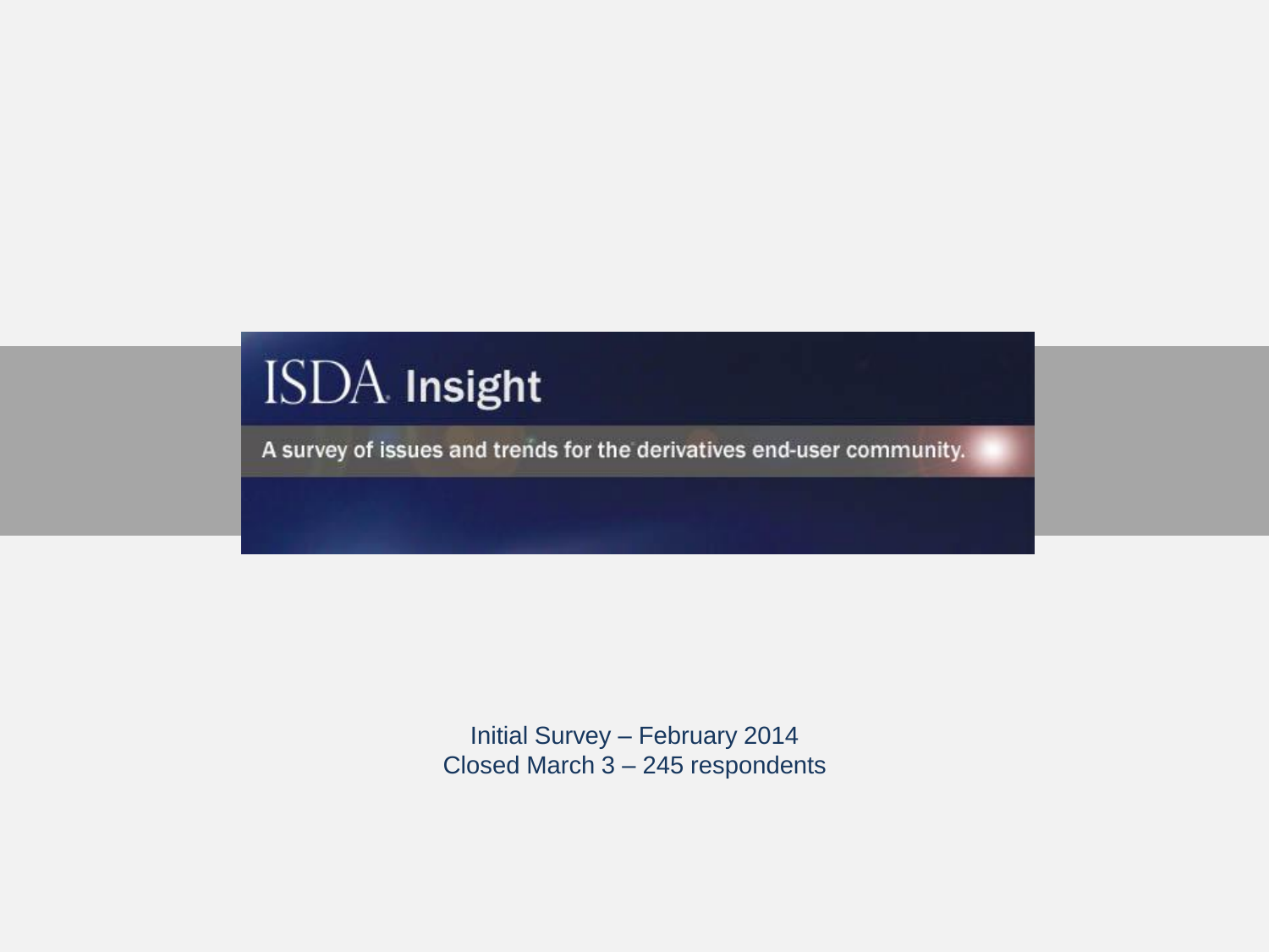# ISDA Insight

A survey of issues and trends for the derivatives end-user community.

Initial Survey – February 2014
Closed March 3 – 245 respondents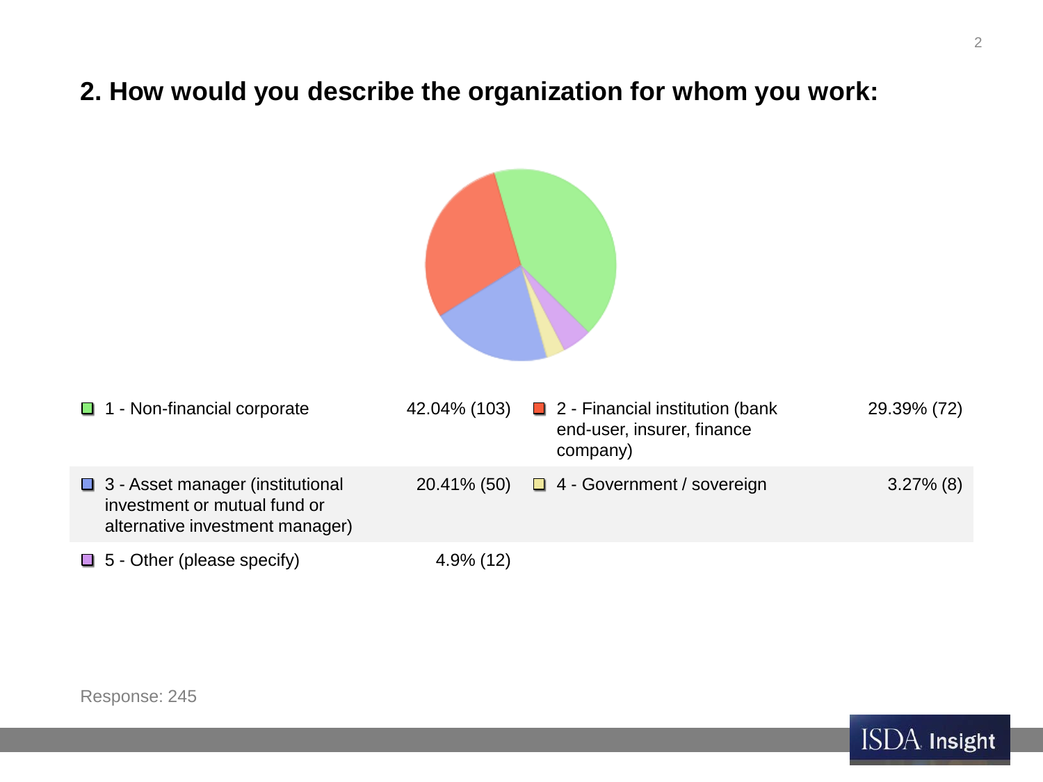## 2. How would you describe the organization for whom you work:

| Response | Percentage (Count) |
| --- | --- |
| 1 - Non-financial corporate | 42.04% (103) |
| 2 - Financial institution (bank end-user, insurer, finance company) | 29.39% (72) |
| 3 - Asset manager (institutional investment or mutual fund or alternative investment manager) | 20.41% (50) |
| 4 - Government / sovereign | 3.27% (8) |
| 5 - Other (please specify) | 4.9% (12) |

Response: 245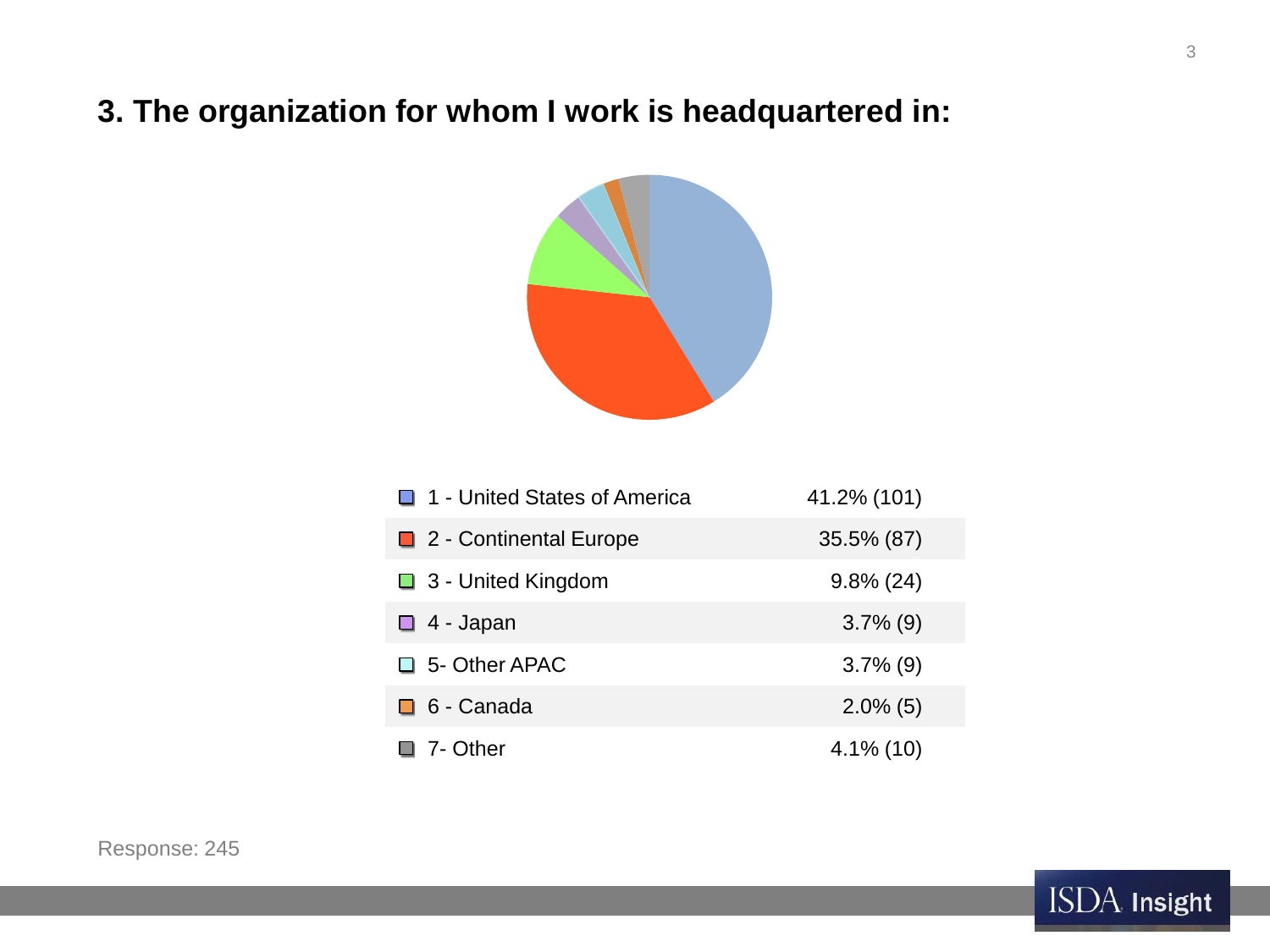## 3. The organization for whom I work is headquartered in:

| Response | Percentage (Count) |
|---|---|
| 1 - United States of America | 41.2% (101) |
| 2 - Continental Europe | 35.5% (87) |
| 3 - United Kingdom | 9.8% (24) |
| 4 - Japan | 3.7% (9) |
| 5- Other APAC | 3.7% (9) |
| 6 - Canada | 2.0% (5) |
| 7- Other | 4.1% (10) |

Response: 245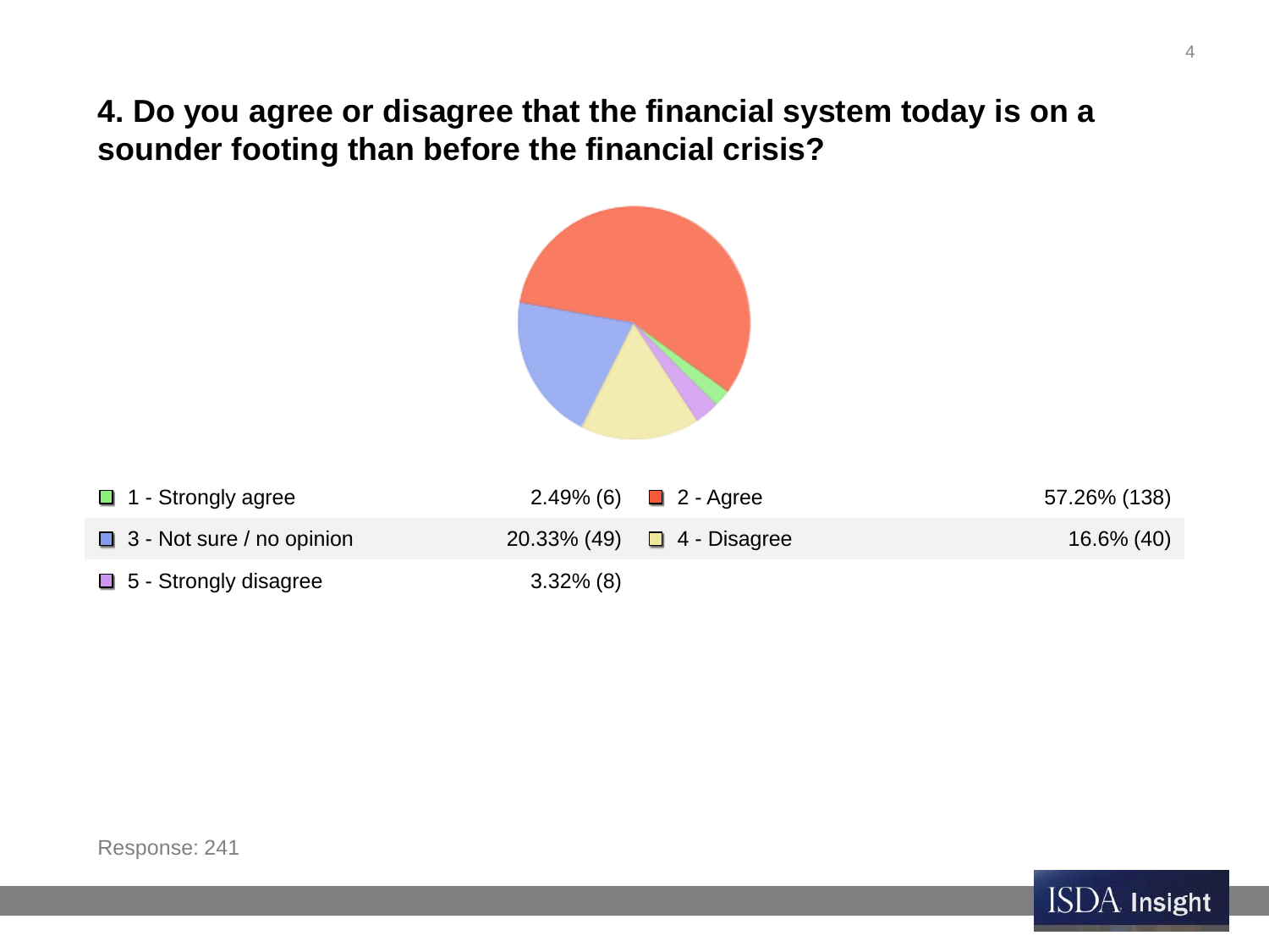## 4. Do you agree or disagree that the financial system today is on a sounder footing than before the financial crisis?

| Response | Percentage (Count) | Response | Percentage (Count) |
| --- | --- | --- | --- |
| 1 - Strongly agree | 2.49% (6) | 2 - Agree | 57.26% (138) |
| 3 - Not sure / no opinion | 20.33% (49) | 4 - Disagree | 16.6% (40) |
| 5 - Strongly disagree | 3.32% (8) | | |

Response: 241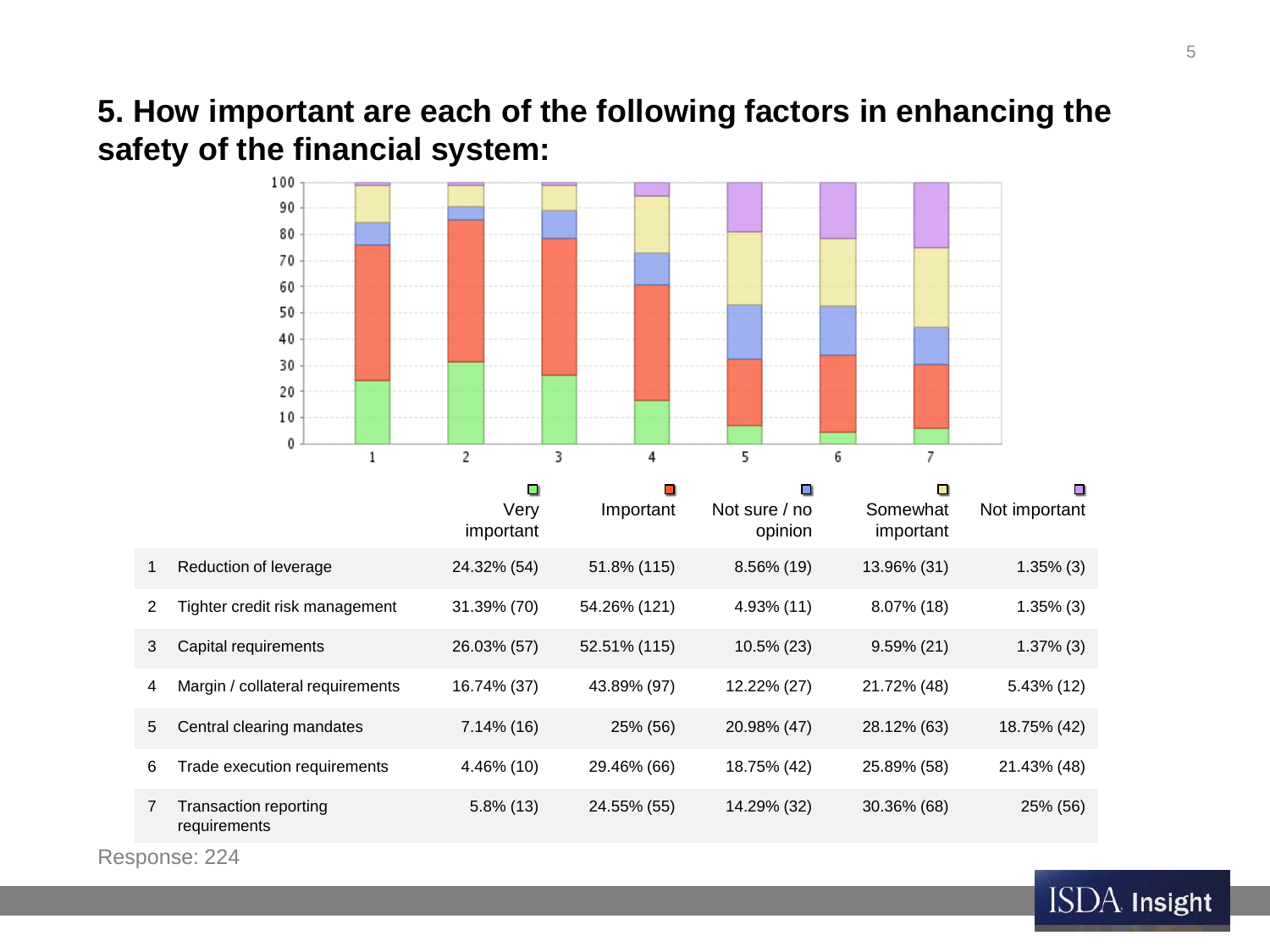## 5. How important are each of the following factors in enhancing the safety of the financial system:

| | | Very important | Important | Not sure / no opinion | Somewhat important | Not important |
|---|---|---|---|---|---|---|
| 1 | Reduction of leverage | 24.32% (54) | 51.8% (115) | 8.56% (19) | 13.96% (31) | 1.35% (3) |
| 2 | Tighter credit risk management | 31.39% (70) | 54.26% (121) | 4.93% (11) | 8.07% (18) | 1.35% (3) |
| 3 | Capital requirements | 26.03% (57) | 52.51% (115) | 10.5% (23) | 9.59% (21) | 1.37% (3) |
| 4 | Margin / collateral requirements | 16.74% (37) | 43.89% (97) | 12.22% (27) | 21.72% (48) | 5.43% (12) |
| 5 | Central clearing mandates | 7.14% (16) | 25% (56) | 20.98% (47) | 28.12% (63) | 18.75% (42) |
| 6 | Trade execution requirements | 4.46% (10) | 29.46% (66) | 18.75% (42) | 25.89% (58) | 21.43% (48) |
| 7 | Transaction reporting requirements | 5.8% (13) | 24.55% (55) | 14.29% (32) | 30.36% (68) | 25% (56) |

Response: 224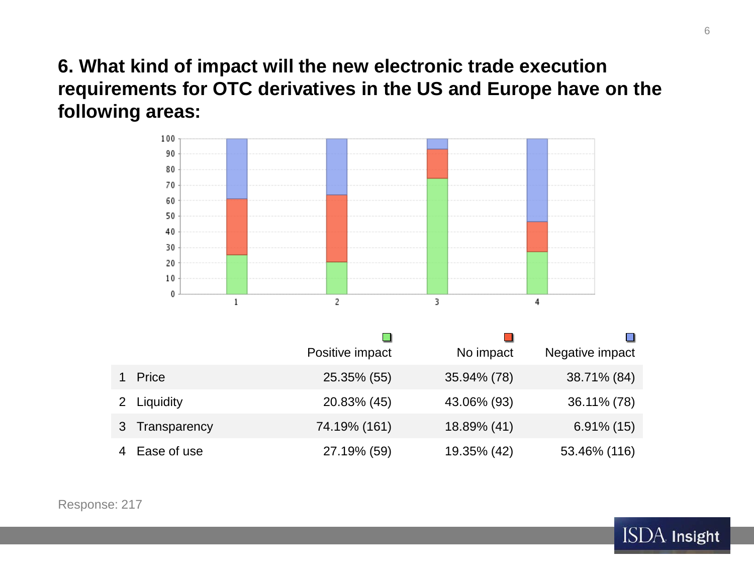## 6. What kind of impact will the new electronic trade execution requirements for OTC derivatives in the US and Europe have on the following areas:

| | Positive impact | No impact | Negative impact |
|---|---|---|---|
| 1 Price | 25.35% (55) | 35.94% (78) | 38.71% (84) |
| 2 Liquidity | 20.83% (45) | 43.06% (93) | 36.11% (78) |
| 3 Transparency | 74.19% (161) | 18.89% (41) | 6.91% (15) |
| 4 Ease of use | 27.19% (59) | 19.35% (42) | 53.46% (116) |

Response: 217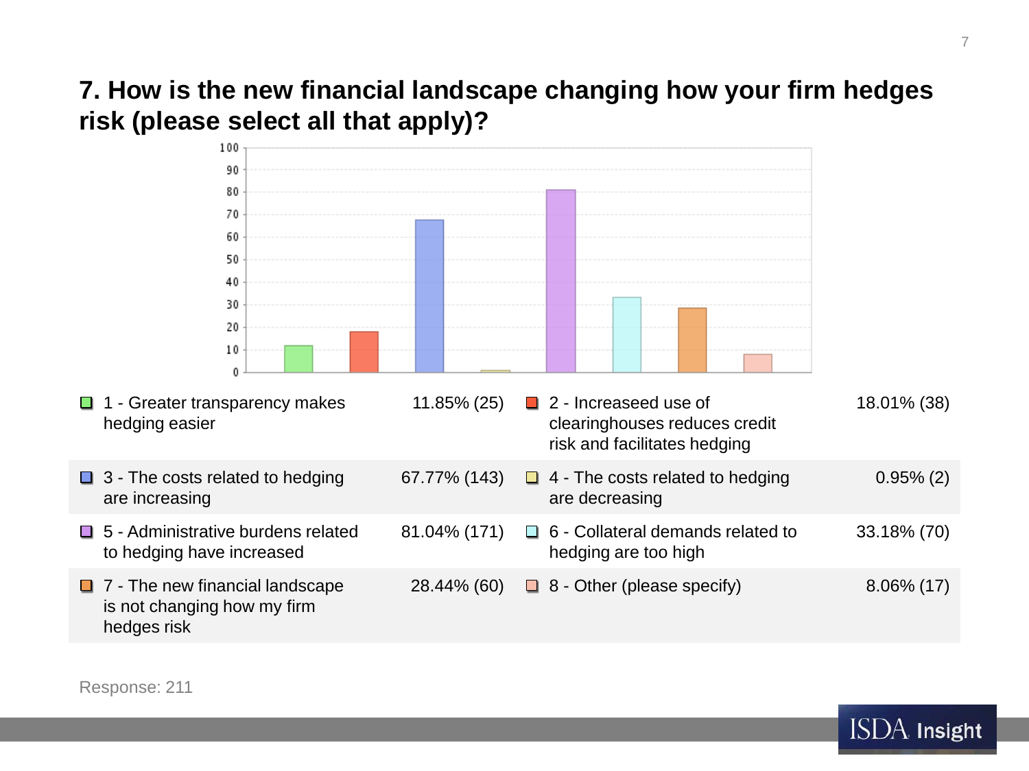## 7. How is the new financial landscape changing how your firm hedges risk (please select all that apply)?

| Option | Response | Option | Response |
|---|---|---|---|
| 1 - Greater transparency makes hedging easier | 11.85% (25) | 2 - Increaseed use of clearinghouses reduces credit risk and facilitates hedging | 18.01% (38) |
| 3 - The costs related to hedging are increasing | 67.77% (143) | 4 - The costs related to hedging are decreasing | 0.95% (2) |
| 5 - Administrative burdens related to hedging have increased | 81.04% (171) | 6 - Collateral demands related to hedging are too high | 33.18% (70) |
| 7 - The new financial landscape is not changing how my firm hedges risk | 28.44% (60) | 8 - Other (please specify) | 8.06% (17) |

Response: 211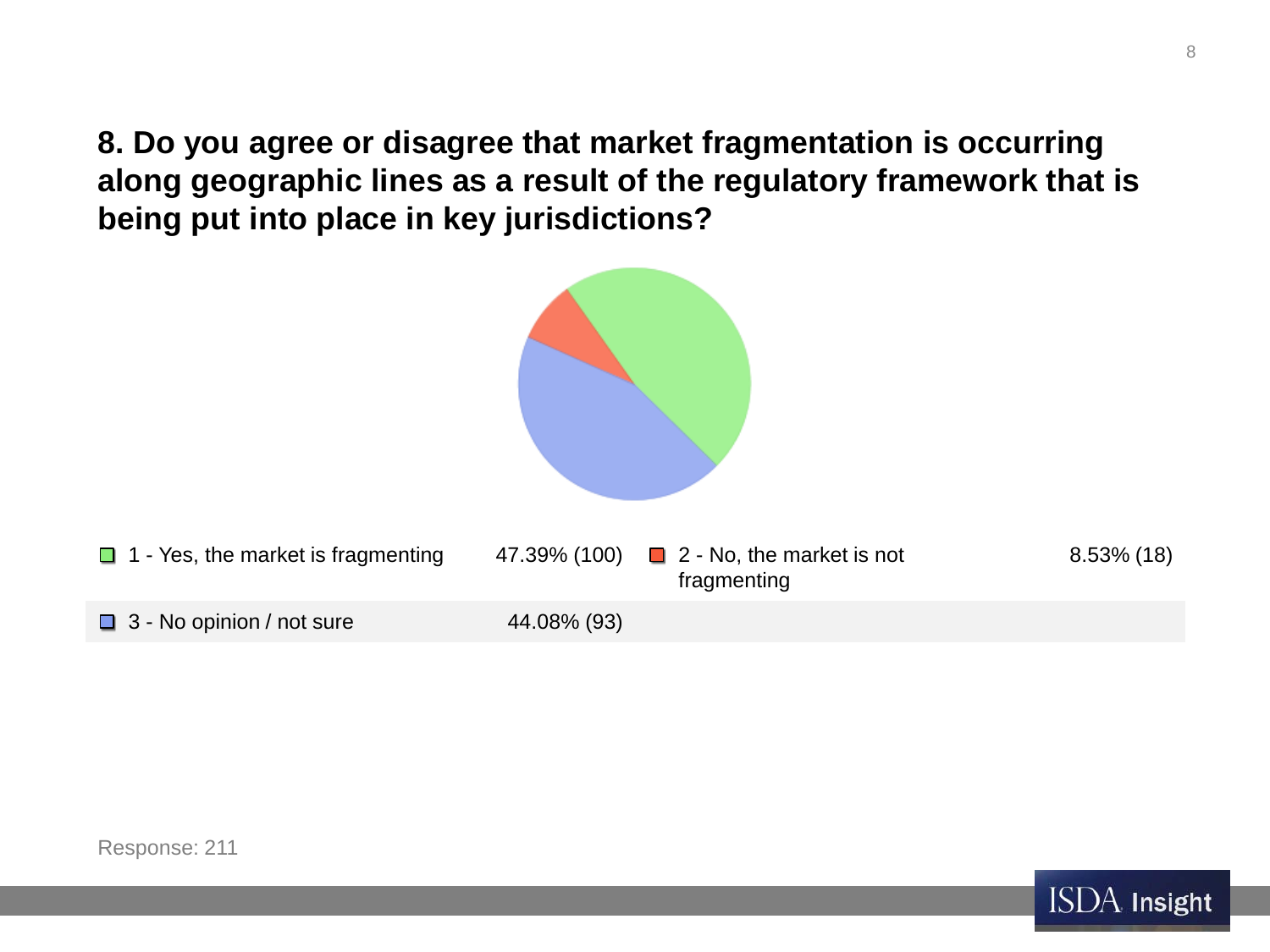## 8. Do you agree or disagree that market fragmentation is occurring along geographic lines as a result of the regulatory framework that is being put into place in key jurisdictions?

| Response | Percentage (Count) |
|---|---|
| 1 - Yes, the market is fragmenting | 47.39% (100) |
| 2 - No, the market is not fragmenting | 8.53% (18) |
| 3 - No opinion / not sure | 44.08% (93) |

Response: 211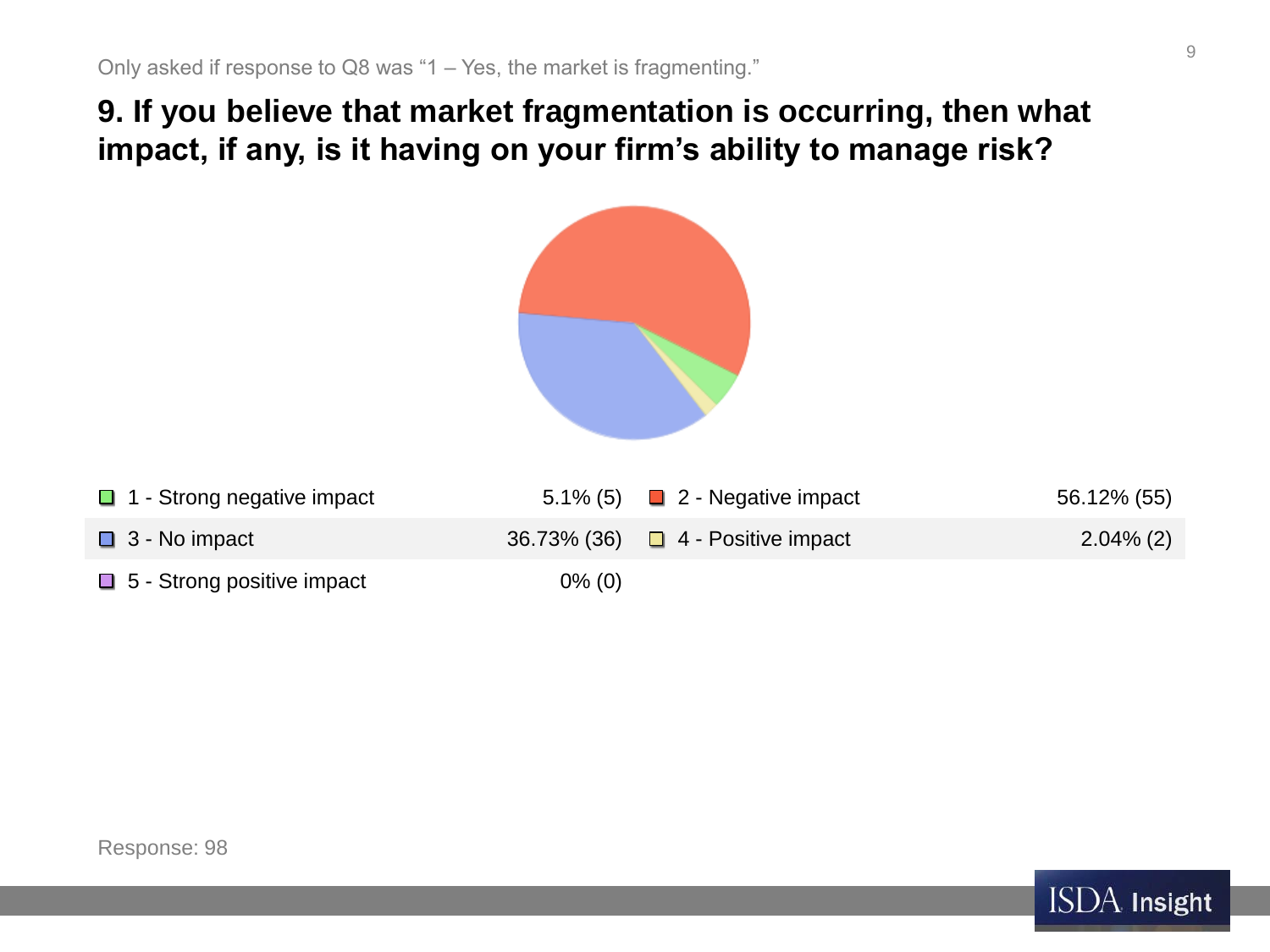Only asked if response to Q8 was "1 – Yes, the market is fragmenting."

## 9. If you believe that market fragmentation is occurring, then what impact, if any, is it having on your firm's ability to manage risk?

| Response | Result | Response | Result |
|---|---|---|---|
| 1 - Strong negative impact | 5.1% (5) | 2 - Negative impact | 56.12% (55) |
| 3 - No impact | 36.73% (36) | 4 - Positive impact | 2.04% (2) |
| 5 - Strong positive impact | 0% (0) | | |

Response: 98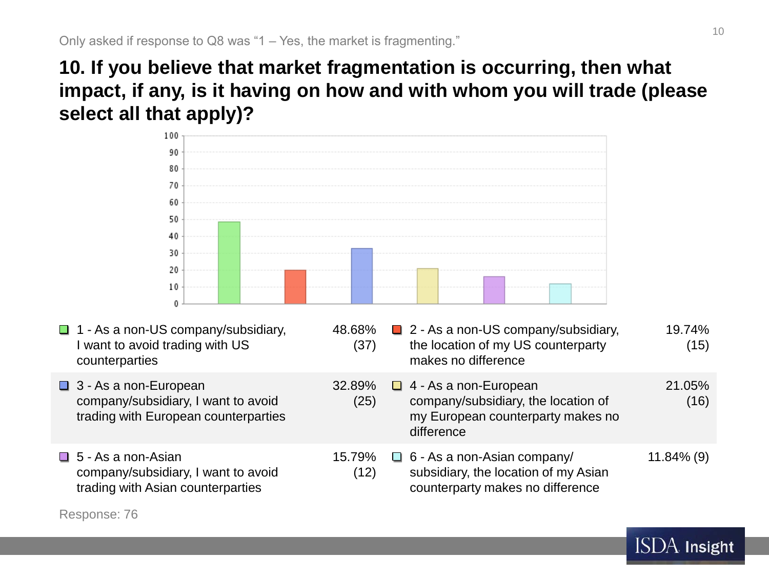Only asked if response to Q8 was "1 – Yes, the market is fragmenting."

## 10. If you believe that market fragmentation is occurring, then what impact, if any, is it having on how and with whom you will trade (please select all that apply)?

| Response | Percentage (Count) | Response | Percentage (Count) |
|---|---|---|---|
| 1 - As a non-US company/subsidiary, I want to avoid trading with US counterparties | 48.68% (37) | 2 - As a non-US company/subsidiary, the location of my US counterparty makes no difference | 19.74% (15) |
| 3 - As a non-European company/subsidiary, I want to avoid trading with European counterparties | 32.89% (25) | 4 - As a non-European company/subsidiary, the location of my European counterparty makes no difference | 21.05% (16) |
| 5 - As a non-Asian company/subsidiary, I want to avoid trading with Asian counterparties | 15.79% (12) | 6 - As a non-Asian company/ subsidiary, the location of my Asian counterparty makes no difference | 11.84% (9) |

Response: 76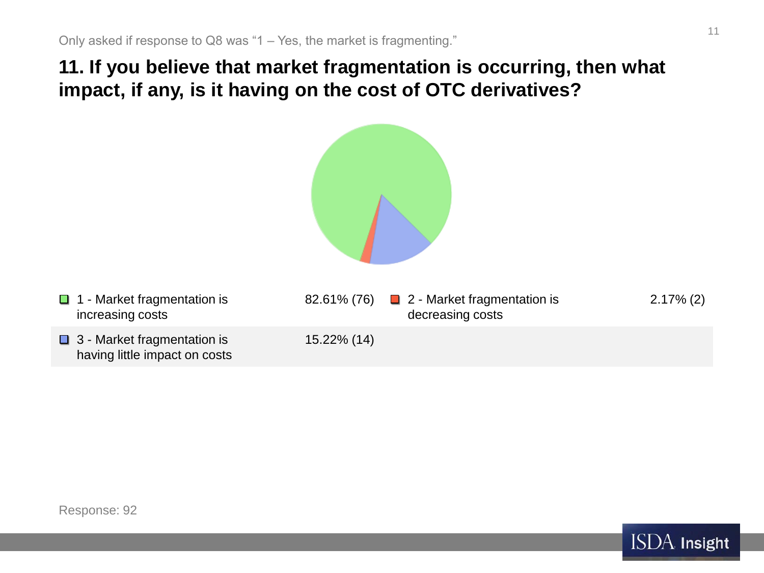Only asked if response to Q8 was "1 – Yes, the market is fragmenting."

## 11. If you believe that market fragmentation is occurring, then what impact, if any, is it having on the cost of OTC derivatives?

| Response | Percentage (Count) |
| --- | --- |
| 1 - Market fragmentation is increasing costs | 82.61% (76) |
| 2 - Market fragmentation is decreasing costs | 2.17% (2) |
| 3 - Market fragmentation is having little impact on costs | 15.22% (14) |

Response: 92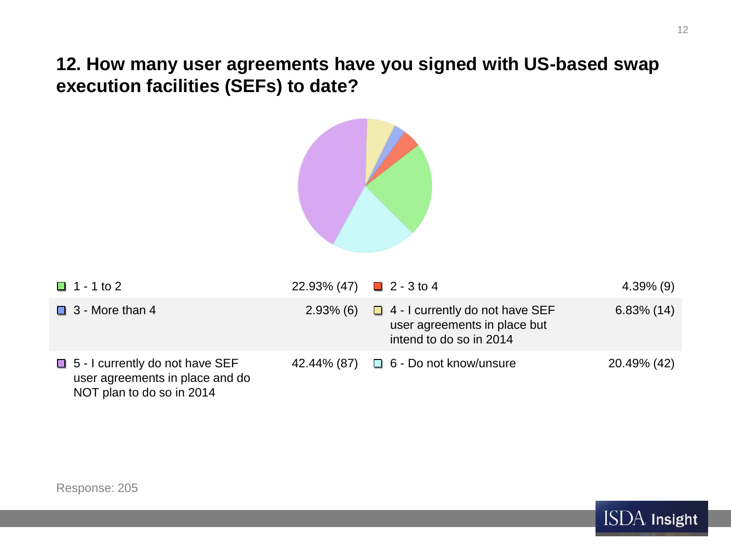## 12. How many user agreements have you signed with US-based swap execution facilities (SEFs) to date?

| Answer | Response | Answer | Response |
|---|---|---|---|
| 1 - 1 to 2 | 22.93% (47) | 2 - 3 to 4 | 4.39% (9) |
| 3 - More than 4 | 2.93% (6) | 4 - I currently do not have SEF user agreements in place but intend to do so in 2014 | 6.83% (14) |
| 5 - I currently do not have SEF user agreements in place and do NOT plan to do so in 2014 | 42.44% (87) | 6 - Do not know/unsure | 20.49% (42) |

Response: 205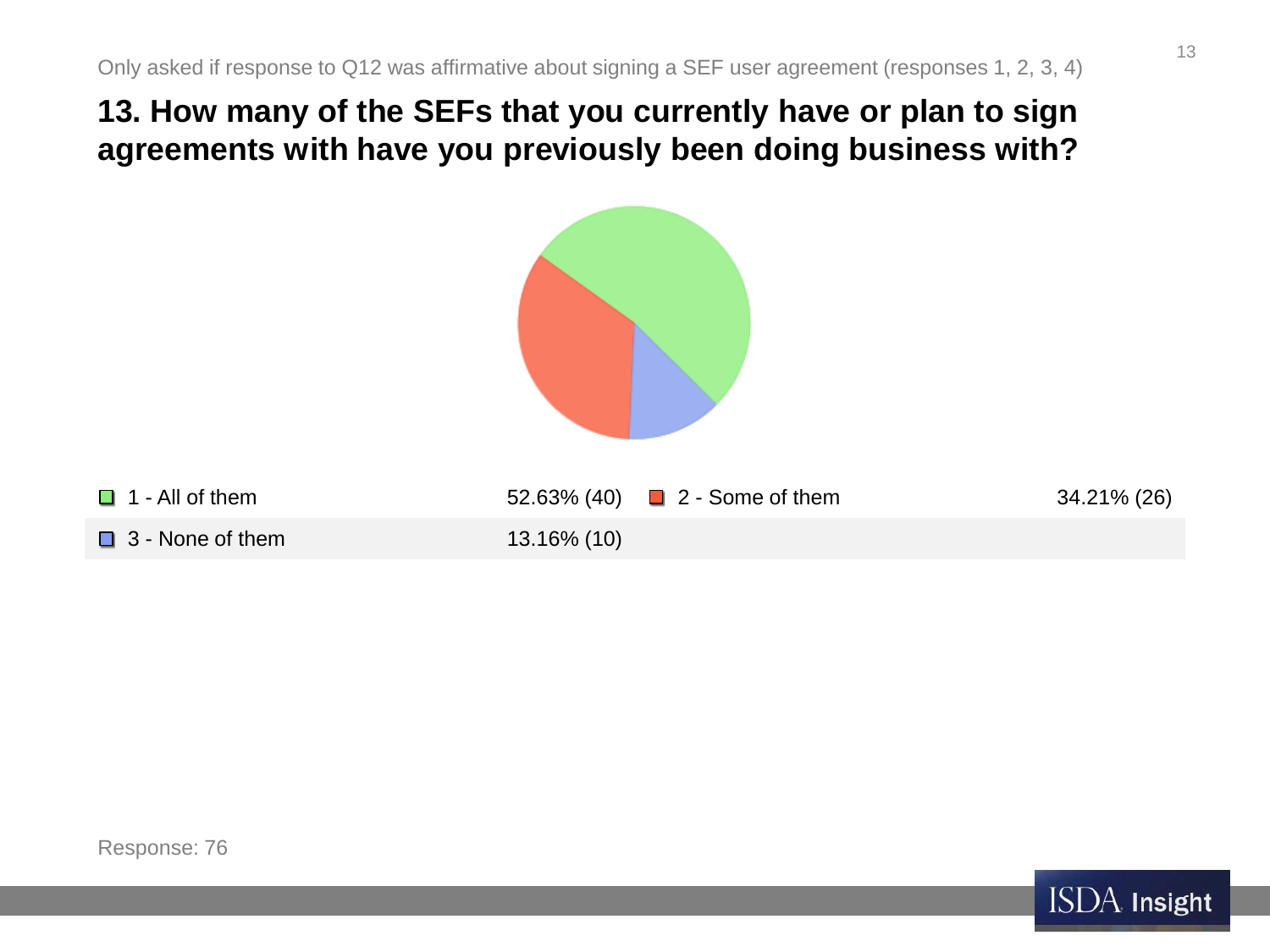Only asked if response to Q12 was affirmative about signing a SEF user agreement (responses 1, 2, 3, 4)

## 13. How many of the SEFs that you currently have or plan to sign agreements with have you previously been doing business with?

| Response | Percentage (Count) |
|---|---|
| 1 - All of them | 52.63% (40) |
| 2 - Some of them | 34.21% (26) |
| 3 - None of them | 13.16% (10) |

Response: 76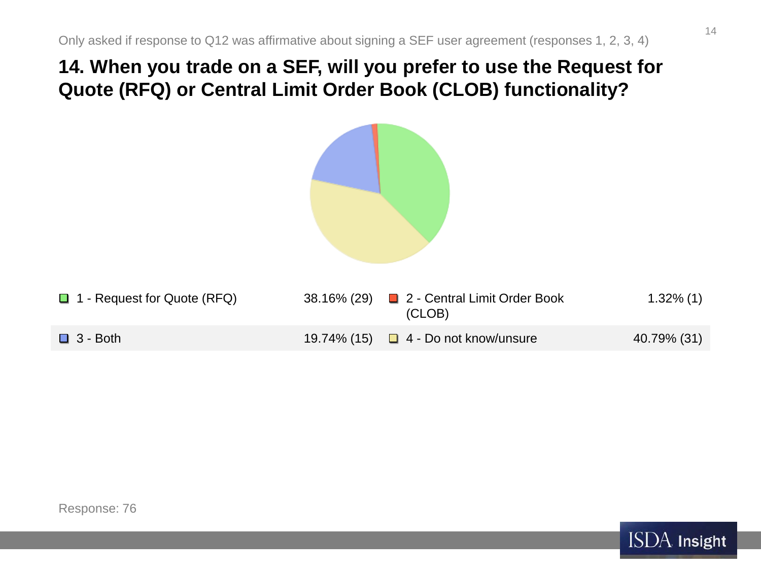Only asked if response to Q12 was affirmative about signing a SEF user agreement (responses 1, 2, 3, 4)

## 14. When you trade on a SEF, will you prefer to use the Request for Quote (RFQ) or Central Limit Order Book (CLOB) functionality?

| Response | Percent (Count) | Response | Percent (Count) |
| --- | --- | --- | --- |
| 1 - Request for Quote (RFQ) | 38.16% (29) | 2 - Central Limit Order Book (CLOB) | 1.32% (1) |
| 3 - Both | 19.74% (15) | 4 - Do not know/unsure | 40.79% (31) |

Response: 76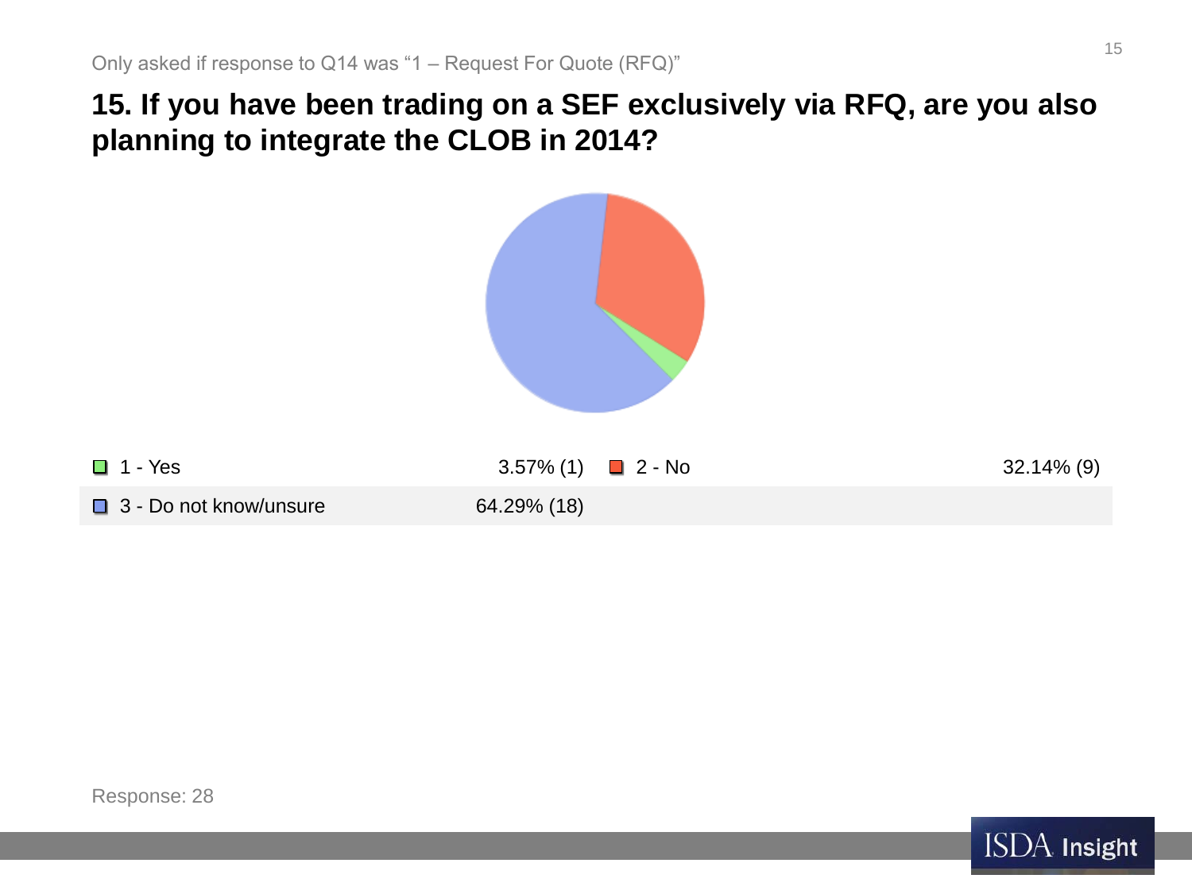Only asked if response to Q14 was "1 – Request For Quote (RFQ)"

## 15. If you have been trading on a SEF exclusively via RFQ, are you also planning to integrate the CLOB in 2014?

| Response | Percentage |
| --- | --- |
| 1 - Yes | 3.57% (1) |
| 2 - No | 32.14% (9) |
| 3 - Do not know/unsure | 64.29% (18) |

Response: 28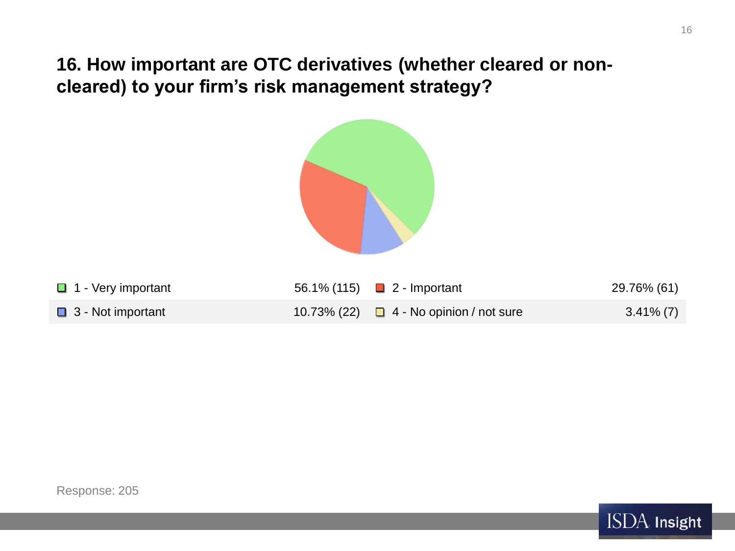## 16. How important are OTC derivatives (whether cleared or non-cleared) to your firm's risk management strategy?

| Response | Percentage (Count) | Response | Percentage (Count) |
|---|---|---|---|
| 1 - Very important | 56.1% (115) | 2 - Important | 29.76% (61) |
| 3 - Not important | 10.73% (22) | 4 - No opinion / not sure | 3.41% (7) |

Response: 205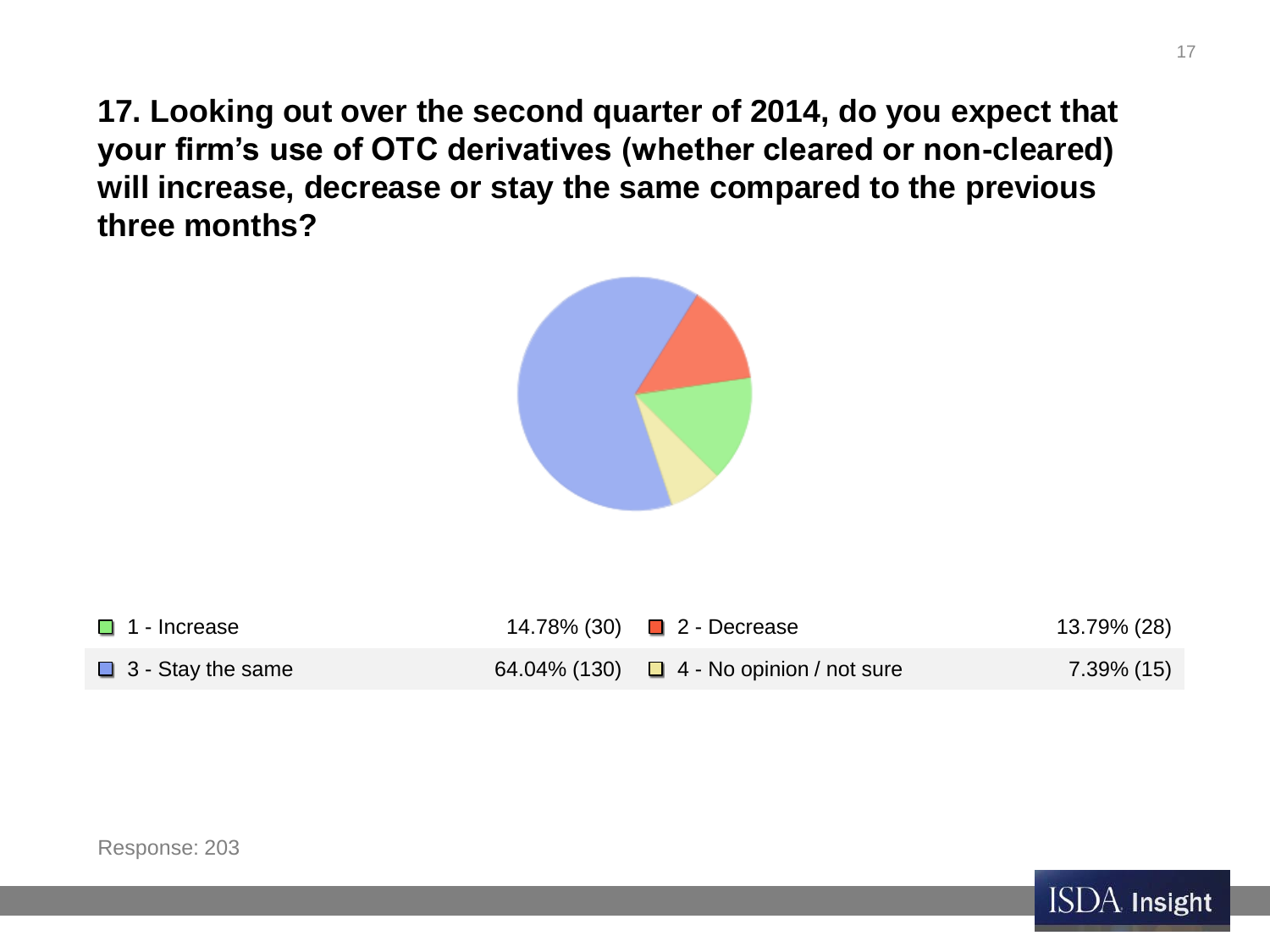## 17. Looking out over the second quarter of 2014, do you expect that your firm's use of OTC derivatives (whether cleared or non-cleared) will increase, decrease or stay the same compared to the previous three months?

| Response | Result | Response | Result |
|---|---|---|---|
| 1 - Increase | 14.78% (30) | 2 - Decrease | 13.79% (28) |
| 3 - Stay the same | 64.04% (130) | 4 - No opinion / not sure | 7.39% (15) |

Response: 203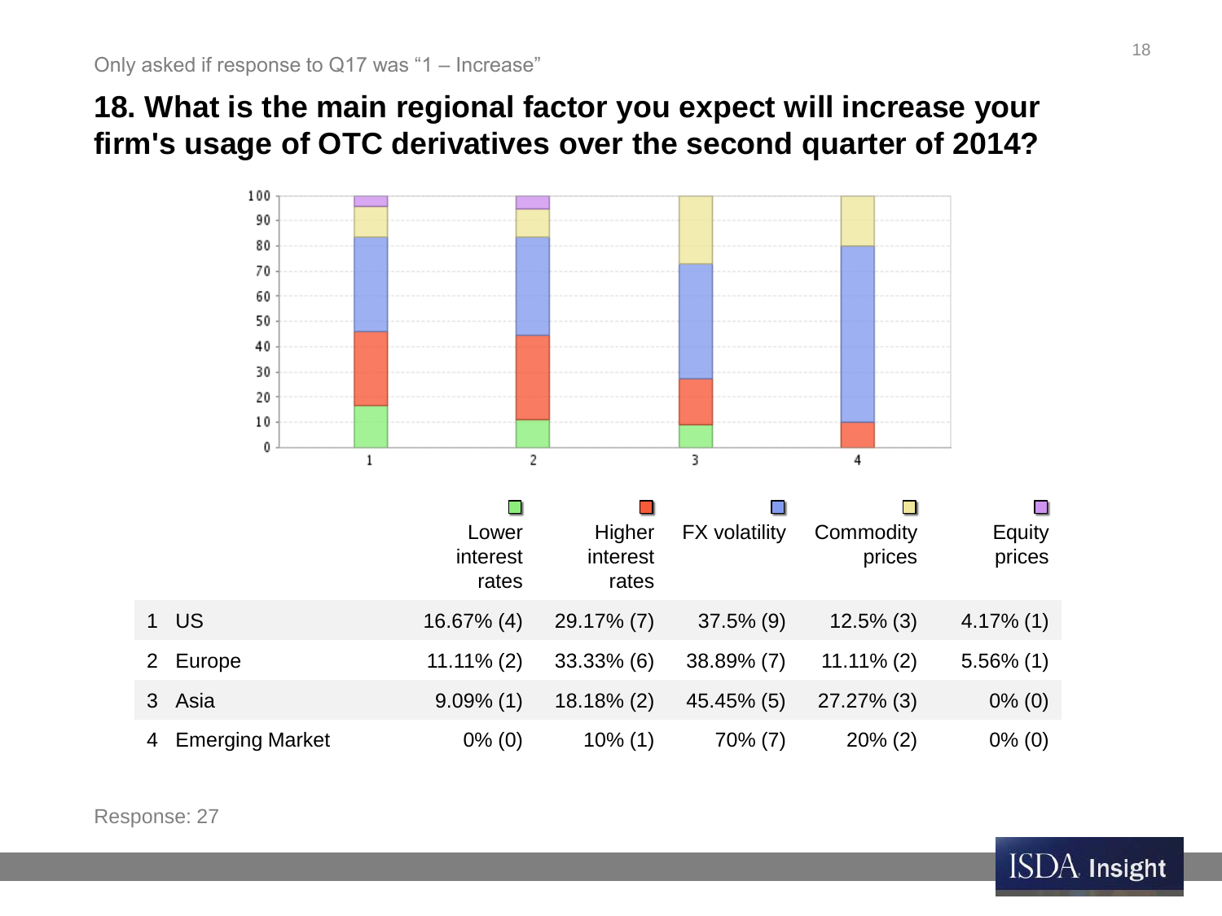Only asked if response to Q17 was "1 – Increase"

## 18. What is the main regional factor you expect will increase your firm's usage of OTC derivatives over the second quarter of 2014?

| | Lower interest rates | Higher interest rates | FX volatility | Commodity prices | Equity prices |
|---|---|---|---|---|---|
| 1 US | 16.67% (4) | 29.17% (7) | 37.5% (9) | 12.5% (3) | 4.17% (1) |
| 2 Europe | 11.11% (2) | 33.33% (6) | 38.89% (7) | 11.11% (2) | 5.56% (1) |
| 3 Asia | 9.09% (1) | 18.18% (2) | 45.45% (5) | 27.27% (3) | 0% (0) |
| 4 Emerging Market | 0% (0) | 10% (1) | 70% (7) | 20% (2) | 0% (0) |

Response: 27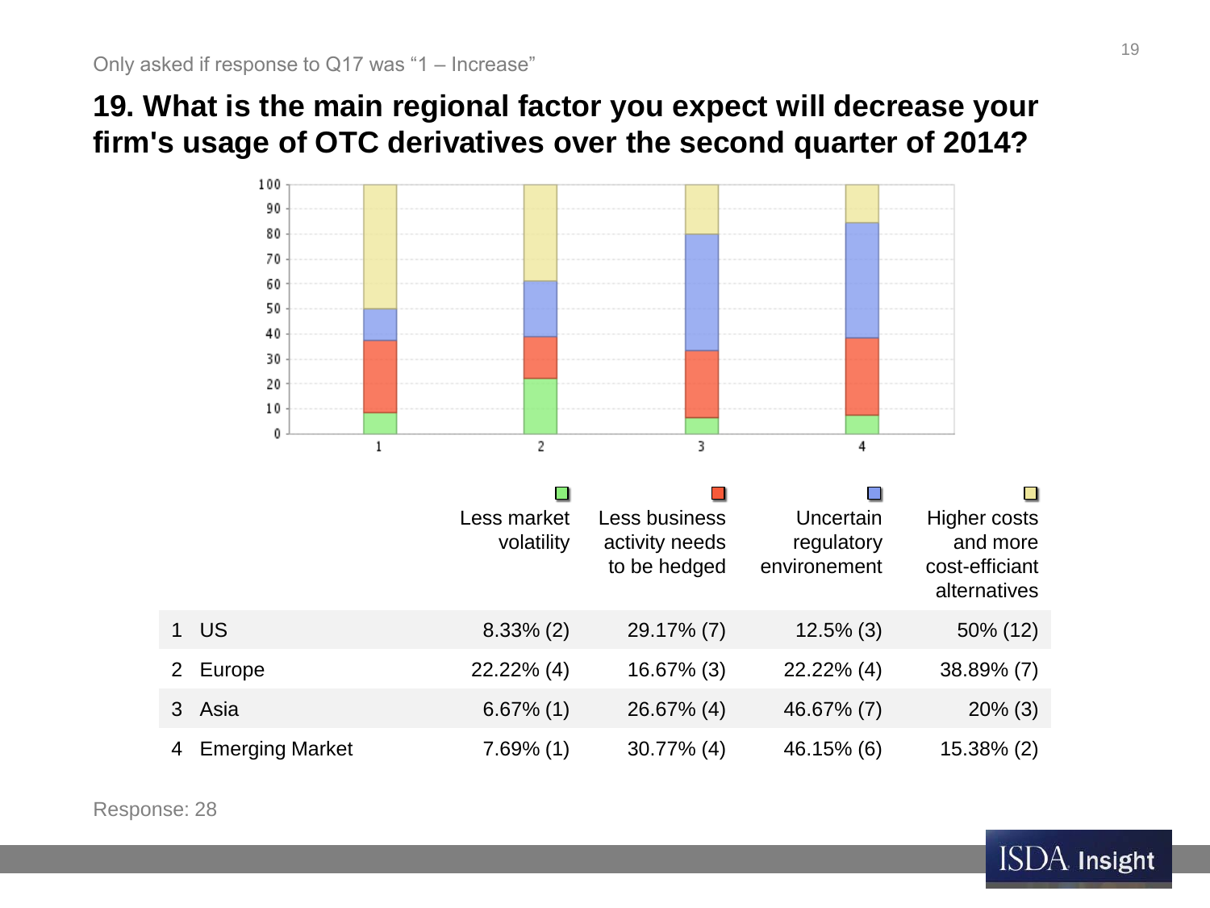Only asked if response to Q17 was “1 – Increase”

## 19. What is the main regional factor you expect will decrease your firm's usage of OTC derivatives over the second quarter of 2014?

100
90
80
70
60
50
40
30
20
10
0
1
2
3
4

| | Less market volatility | Less business activity needs to be hedged | Uncertain regulatory environement | Higher costs and more cost-efficiant alternatives |
|---|---|---|---|---|
| 1 US | 8.33% (2) | 29.17% (7) | 12.5% (3) | 50% (12) |
| 2 Europe | 22.22% (4) | 16.67% (3) | 22.22% (4) | 38.89% (7) |
| 3 Asia | 6.67% (1) | 26.67% (4) | 46.67% (7) | 20% (3) |
| 4 Emerging Market | 7.69% (1) | 30.77% (4) | 46.15% (6) | 15.38% (2) |

Response: 28

ISDA Insight